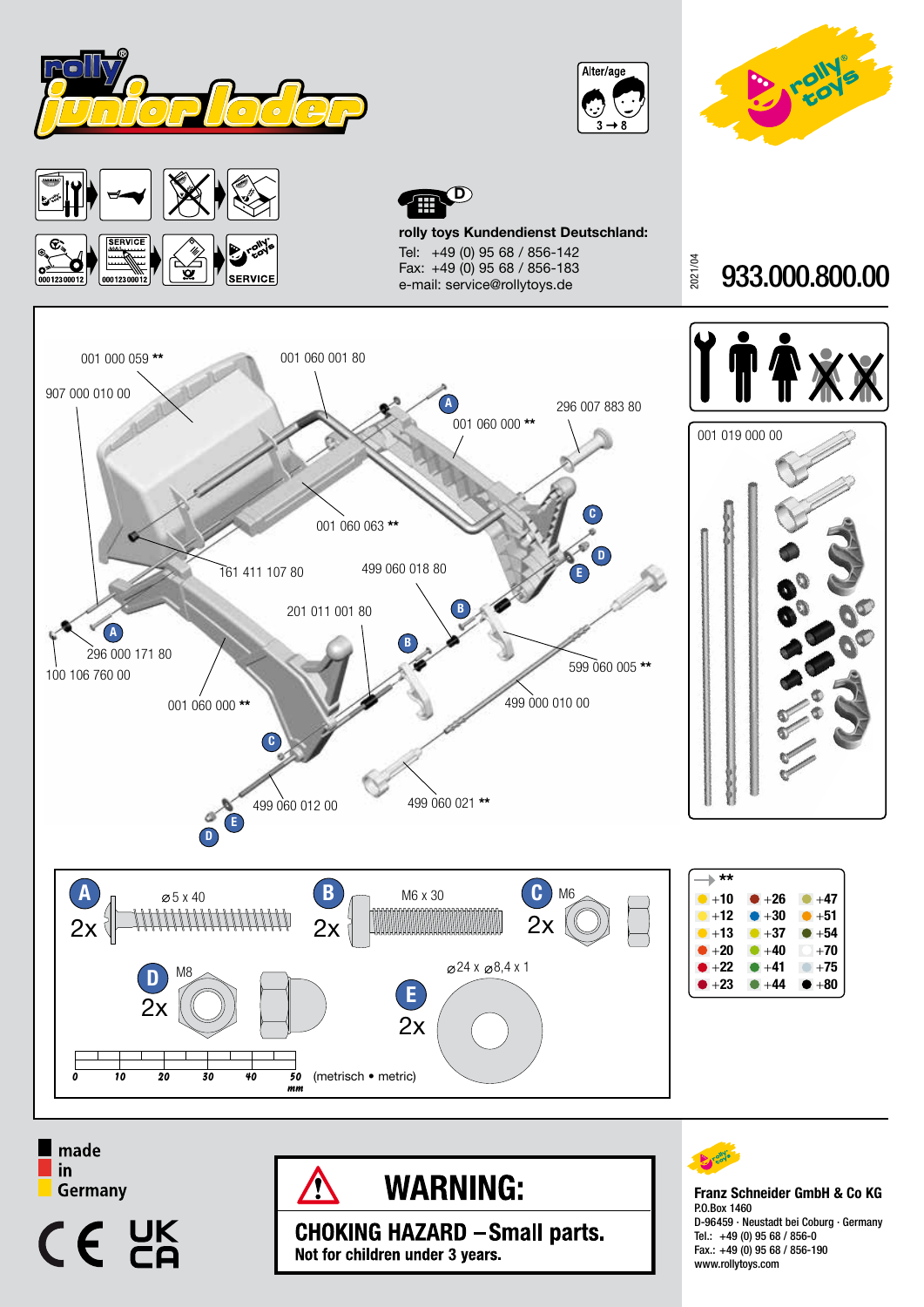# rolly junior loader

Alter/age 3 → 8

rolly toys

SERVICE

0001230001 2

**rolly toys Kundendienst Deutschland:**

Tel: +49 (0) 95 68 / 856-142
Fax: +49 (0) 95 68 / 856-183
e-mail: service@rollytoys.de

2021/04

# 933.000.800.00

001 000 059 **
001 060 001 80
907 000 010 00
296 007 883 80
001 060 000 **
001 060 063 **
161 411 107 80
499 060 018 80
201 011 001 80
296 000 171 80
100 106 760 00
599 060 005 **
001 060 000 **
499 000 010 00
499 060 012 00
499 060 021 **
001 019 000 00

| | | |
|---|---|---|
| A 2x ⌀5 x 40 | B 2x M6 x 30 | C 2x M6 |
| D 2x M8 | E 2x ⌀24 x ⌀8,4 x 1 | |

0 10 20 30 40 50 mm (metrisch • metric)

→ **

| | | |
|---|---|---|
| +10 | +26 | +47 |
| +12 | +30 | +51 |
| +13 | +37 | +54 |
| +20 | +40 | +70 |
| +22 | +41 | +75 |
| +23 | +44 | +80 |

made in Germany

CE UK CA

**WARNING:**

**CHOKING HAZARD – Small parts.**
**Not for children under 3 years.**

**Franz Schneider GmbH & Co KG**
P.O.Box 1460
D-96459 · Neustadt bei Coburg · Germany
Tel.: +49 (0) 95 68 / 856-0
Fax.: +49 (0) 95 68 / 856-190
www.rollytoys.com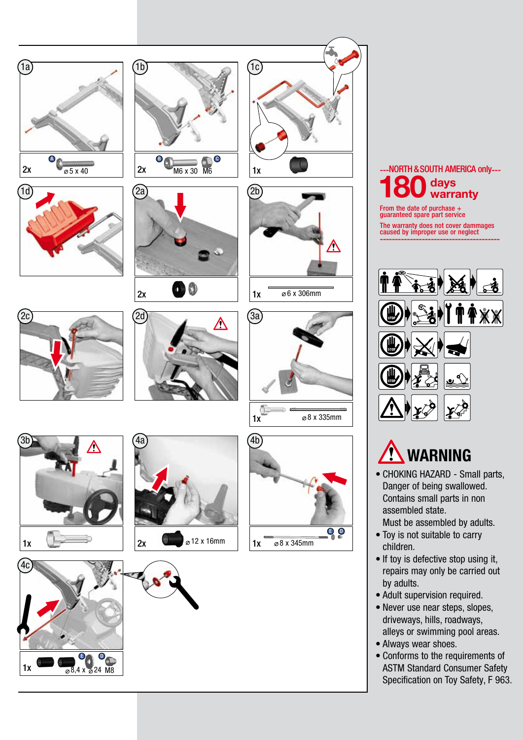1a

2x A ⌀5 x 40

1b

2x B M6 x 30 C M6

1c

1x

1d

2a

2x

2b

1x ⌀6 x 306mm

2c

2d

3a

1x ⌀8 x 335mm

3b

1x

4a

2x ⌀12 x 16mm

4b

1x ⌀8 x 345mm E D

4c

1x E D ⌀8,4 x ⌀24 M8

---NORTH & SOUTH AMERICA only---

**180 days warranty**

From the date of purchase + guaranteed spare part service

The warranty does not cover dammages caused by improper use or neglect

## WARNING

- CHOKING HAZARD - Small parts, Danger of being swallowed. Contains small parts in non assembled state. Must be assembled by adults.
- Toy is not suitable to carry children.
- If toy is defective stop using it, repairs may only be carried out by adults.
- Adult supervision required.
- Never use near steps, slopes, driveways, hills, roadways, alleys or swimming pool areas.
- Always wear shoes.
- Conforms to the requirements of ASTM Standard Consumer Safety Specification on Toy Safety, F 963.